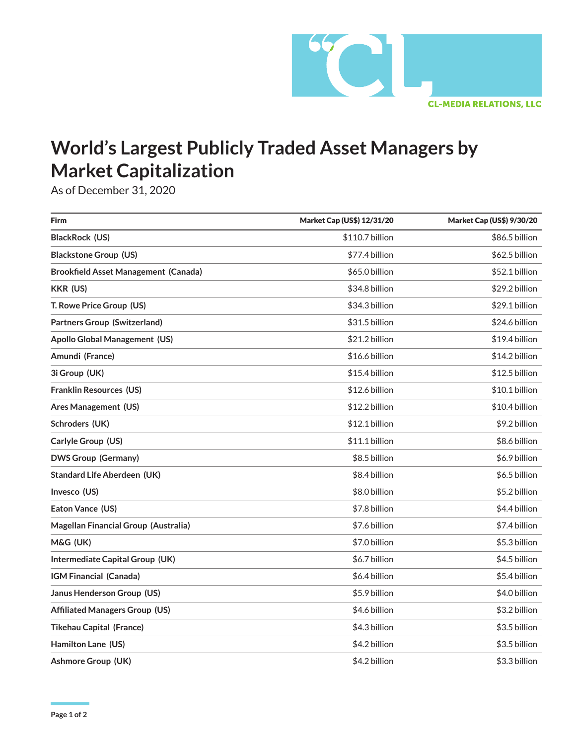CL-MEDIA RELATIONS, LLC

# World's Largest Publicly Traded Asset Managers by Market Capitalization

As of December 31, 2020

| Firm | Market Cap (US$) 12/31/20 | Market Cap (US$) 9/30/20 |
|---|---|---|
| **BlackRock (US)** | $110.7 billion | $86.5 billion |
| **Blackstone Group (US)** | $77.4 billion | $62.5 billion |
| **Brookfield Asset Management (Canada)** | $65.0 billion | $52.1 billion |
| **KKR (US)** | $34.8 billion | $29.2 billion |
| **T. Rowe Price Group (US)** | $34.3 billion | $29.1 billion |
| **Partners Group (Switzerland)** | $31.5 billion | $24.6 billion |
| **Apollo Global Management (US)** | $21.2 billion | $19.4 billion |
| **Amundi (France)** | $16.6 billion | $14.2 billion |
| **3i Group (UK)** | $15.4 billion | $12.5 billion |
| **Franklin Resources (US)** | $12.6 billion | $10.1 billion |
| **Ares Management (US)** | $12.2 billion | $10.4 billion |
| **Schroders (UK)** | $12.1 billion | $9.2 billion |
| **Carlyle Group (US)** | $11.1 billion | $8.6 billion |
| **DWS Group (Germany)** | $8.5 billion | $6.9 billion |
| **Standard Life Aberdeen (UK)** | $8.4 billion | $6.5 billion |
| **Invesco (US)** | $8.0 billion | $5.2 billion |
| **Eaton Vance (US)** | $7.8 billion | $4.4 billion |
| **Magellan Financial Group (Australia)** | $7.6 billion | $7.4 billion |
| **M&G (UK)** | $7.0 billion | $5.3 billion |
| **Intermediate Capital Group (UK)** | $6.7 billion | $4.5 billion |
| **IGM Financial (Canada)** | $6.4 billion | $5.4 billion |
| **Janus Henderson Group (US)** | $5.9 billion | $4.0 billion |
| **Affiliated Managers Group (US)** | $4.6 billion | $3.2 billion |
| **Tikehau Capital (France)** | $4.3 billion | $3.5 billion |
| **Hamilton Lane (US)** | $4.2 billion | $3.5 billion |
| **Ashmore Group (UK)** | $4.2 billion | $3.3 billion |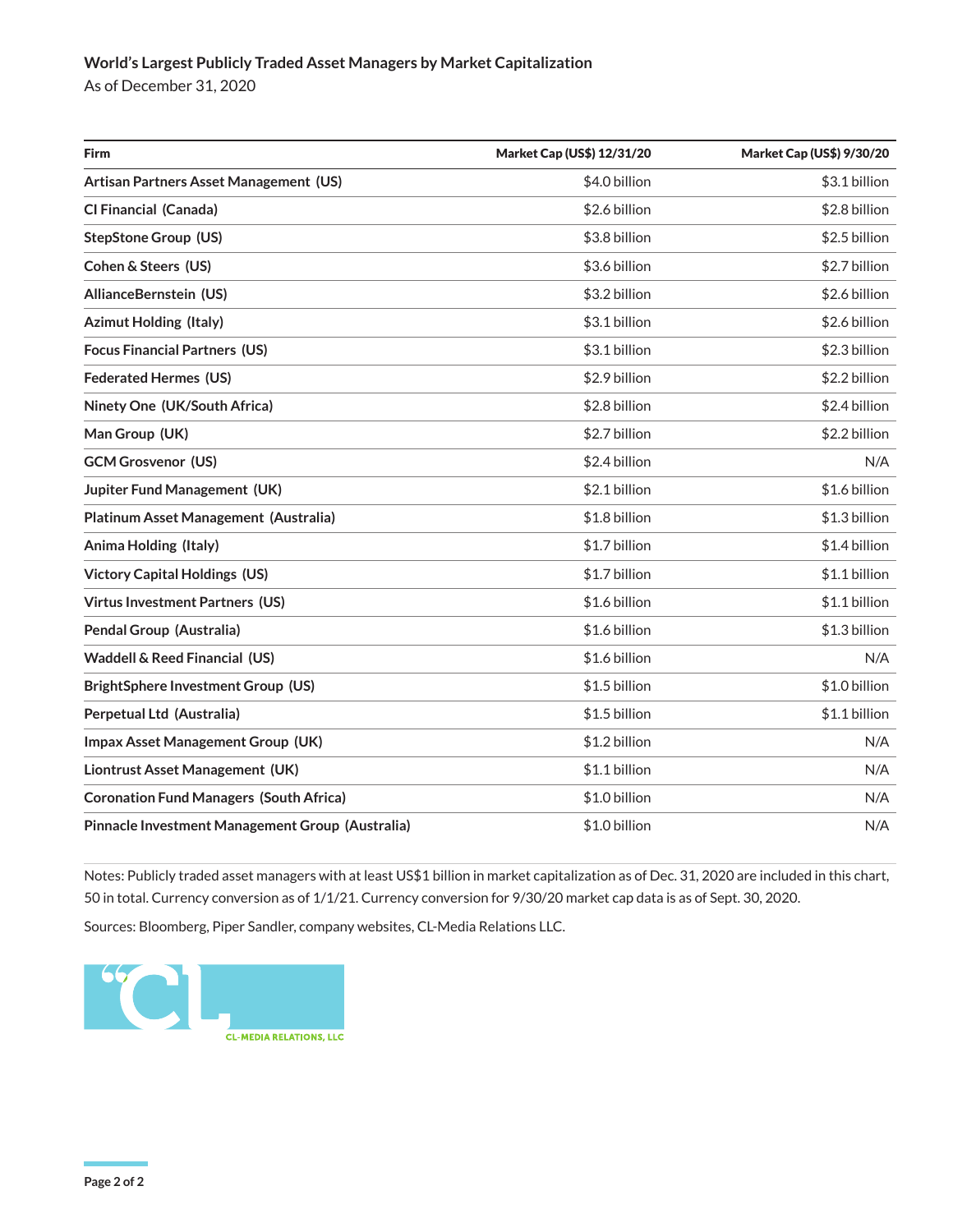**World's Largest Publicly Traded Asset Managers by Market Capitalization**

As of December 31, 2020

| Firm | Market Cap (US$) 12/31/20 | Market Cap (US$) 9/30/20 |
|---|---|---|
| **Artisan Partners Asset Management (US)** | $4.0 billion | $3.1 billion |
| **CI Financial (Canada)** | $2.6 billion | $2.8 billion |
| **StepStone Group (US)** | $3.8 billion | $2.5 billion |
| **Cohen & Steers (US)** | $3.6 billion | $2.7 billion |
| **AllianceBernstein (US)** | $3.2 billion | $2.6 billion |
| **Azimut Holding (Italy)** | $3.1 billion | $2.6 billion |
| **Focus Financial Partners (US)** | $3.1 billion | $2.3 billion |
| **Federated Hermes (US)** | $2.9 billion | $2.2 billion |
| **Ninety One (UK/South Africa)** | $2.8 billion | $2.4 billion |
| **Man Group (UK)** | $2.7 billion | $2.2 billion |
| **GCM Grosvenor (US)** | $2.4 billion | N/A |
| **Jupiter Fund Management (UK)** | $2.1 billion | $1.6 billion |
| **Platinum Asset Management (Australia)** | $1.8 billion | $1.3 billion |
| **Anima Holding (Italy)** | $1.7 billion | $1.4 billion |
| **Victory Capital Holdings (US)** | $1.7 billion | $1.1 billion |
| **Virtus Investment Partners (US)** | $1.6 billion | $1.1 billion |
| **Pendal Group (Australia)** | $1.6 billion | $1.3 billion |
| **Waddell & Reed Financial (US)** | $1.6 billion | N/A |
| **BrightSphere Investment Group (US)** | $1.5 billion | $1.0 billion |
| **Perpetual Ltd (Australia)** | $1.5 billion | $1.1 billion |
| **Impax Asset Management Group (UK)** | $1.2 billion | N/A |
| **Liontrust Asset Management (UK)** | $1.1 billion | N/A |
| **Coronation Fund Managers (South Africa)** | $1.0 billion | N/A |
| **Pinnacle Investment Management Group (Australia)** | $1.0 billion | N/A |

Notes: Publicly traded asset managers with at least US$1 billion in market capitalization as of Dec. 31, 2020 are included in this chart, 50 in total. Currency conversion as of 1/1/21. Currency conversion for 9/30/20 market cap data is as of Sept. 30, 2020.

Sources: Bloomberg, Piper Sandler, company websites, CL-Media Relations LLC.

CL-MEDIA RELATIONS, LLC